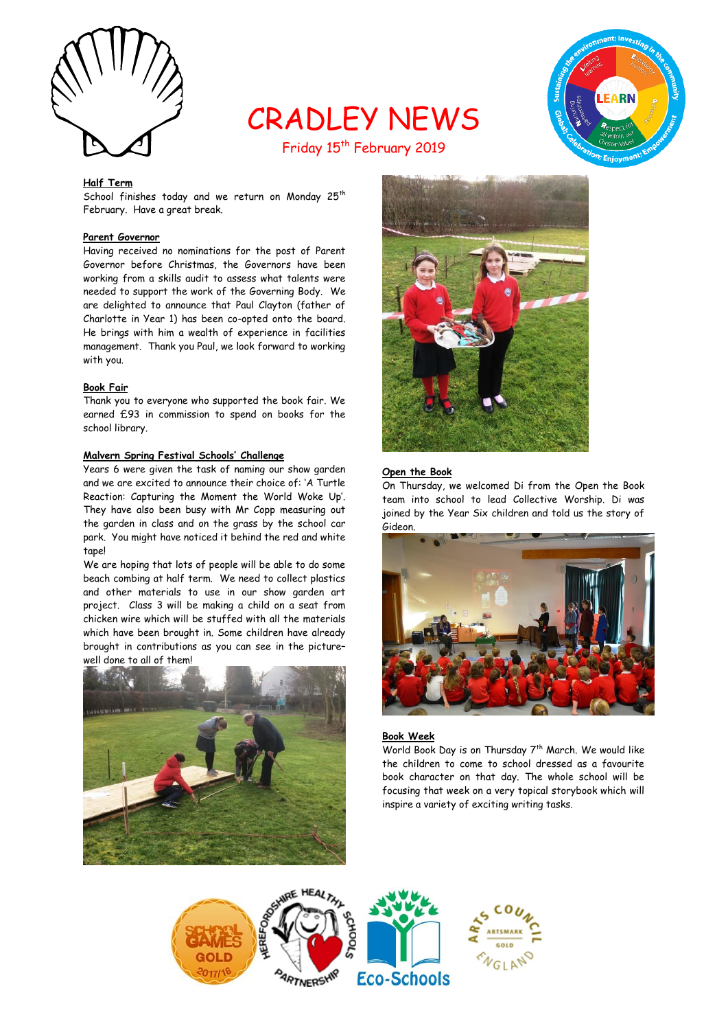# CRADLEY NEWS

Friday 15th February 2019

**Half Term**

School finishes today and we return on Monday 25th February. Have a great break.

**Parent Governor**

Having received no nominations for the post of Parent Governor before Christmas, the Governors have been working from a skills audit to assess what talents were needed to support the work of the Governing Body. We are delighted to announce that Paul Clayton (father of Charlotte in Year 1) has been co-opted onto the board. He brings with him a wealth of experience in facilities management. Thank you Paul, we look forward to working with you.

**Book Fair**

Thank you to everyone who supported the book fair. We earned £93 in commission to spend on books for the school library.

**Malvern Spring Festival Schools' Challenge**

Years 6 were given the task of naming our show garden and we are excited to announce their choice of: 'A Turtle Reaction: Capturing the Moment the World Woke Up'. They have also been busy with Mr Copp measuring out the garden in class and on the grass by the school car park. You might have noticed it behind the red and white tape!

We are hoping that lots of people will be able to do some beach combing at half term. We need to collect plastics and other materials to use in our show garden art project. Class 3 will be making a child on a seat from chicken wire which will be stuffed with all the materials which have been brought in. Some children have already brought in contributions as you can see in the picture– well done to all of them!

**Open the Book**

On Thursday, we welcomed Di from the Open the Book team into school to lead Collective Worship. Di was joined by the Year Six children and told us the story of Gideon.

**Book Week**

World Book Day is on Thursday 7th March. We would like the children to come to school dressed as a favourite book character on that day. The whole school will be focusing that week on a very topical storybook which will inspire a variety of exciting writing tasks.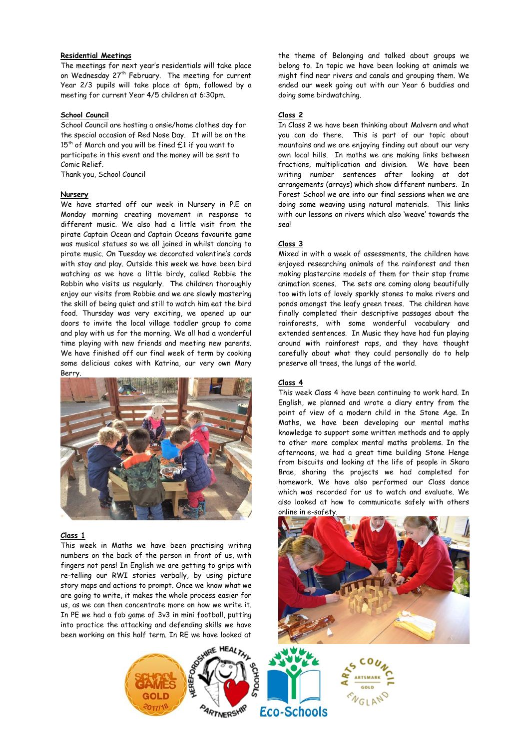**Residential Meetings**

The meetings for next year's residentials will take place on Wednesday 27th February. The meeting for current Year 2/3 pupils will take place at 6pm, followed by a meeting for current Year 4/5 children at 6:30pm.

**School Council**

School Council are hosting a onsie/home clothes day for the special occasion of Red Nose Day. It will be on the 15th of March and you will be fined £1 if you want to participate in this event and the money will be sent to Comic Relief.

Thank you, School Council

**Nursery**

We have started off our week in Nursery in P.E on Monday morning creating movement in response to different music. We also had a little visit from the pirate Captain Ocean and Captain Oceans favourite game was musical statues so we all joined in whilst dancing to pirate music. On Tuesday we decorated valentine's cards with stay and play. Outside this week we have been bird watching as we have a little birdy, called Robbie the Robbin who visits us regularly. The children thoroughly enjoy our visits from Robbie and we are slowly mastering the skill of being quiet and still to watch him eat the bird food. Thursday was very exciting, we opened up our doors to invite the local village toddler group to come and play with us for the morning. We all had a wonderful time playing with new friends and meeting new parents. We have finished off our final week of term by cooking some delicious cakes with Katrina, our very own Mary Berry.

**Class 1**

This week in Maths we have been practising writing numbers on the back of the person in front of us, with fingers not pens! In English we are getting to grips with re-telling our RWI stories verbally, by using picture story maps and actions to prompt. Once we know what we are going to write, it makes the whole process easier for us, as we can then concentrate more on how we write it. In PE we had a fab game of 3v3 in mini football, putting into practice the attacking and defending skills we have been working on this half term. In RE we have looked at the theme of Belonging and talked about groups we belong to. In topic we have been looking at animals we might find near rivers and canals and grouping them. We ended our week going out with our Year 6 buddies and doing some birdwatching.

**Class 2**

In Class 2 we have been thinking about Malvern and what you can do there. This is part of our topic about mountains and we are enjoying finding out about our very own local hills. In maths we are making links between fractions, multiplication and division. We have been writing number sentences after looking at dot arrangements (arrays) which show different numbers. In Forest School we are into our final sessions when we are doing some weaving using natural materials. This links with our lessons on rivers which also 'weave' towards the sea!

**Class 3**

Mixed in with a week of assessments, the children have enjoyed researching animals of the rainforest and then making plastercine models of them for their stop frame animation scenes. The sets are coming along beautifully too with lots of lovely sparkly stones to make rivers and ponds amongst the leafy green trees. The children have finally completed their descriptive passages about the rainforests, with some wonderful vocabulary and extended sentences. In Music they have had fun playing around with rainforest raps, and they have thought carefully about what they could personally do to help preserve all trees, the lungs of the world.

**Class 4**

This week Class 4 have been continuing to work hard. In English, we planned and wrote a diary entry from the point of view of a modern child in the Stone Age. In Maths, we have been developing our mental maths knowledge to support some written methods and to apply to other more complex mental maths problems. In the afternoons, we had a great time building Stone Henge from biscuits and looking at the life of people in Skara Brae, sharing the projects we had completed for homework. We have also performed our Class dance which was recorded for us to watch and evaluate. We also looked at how to communicate safely with others online in e-safety.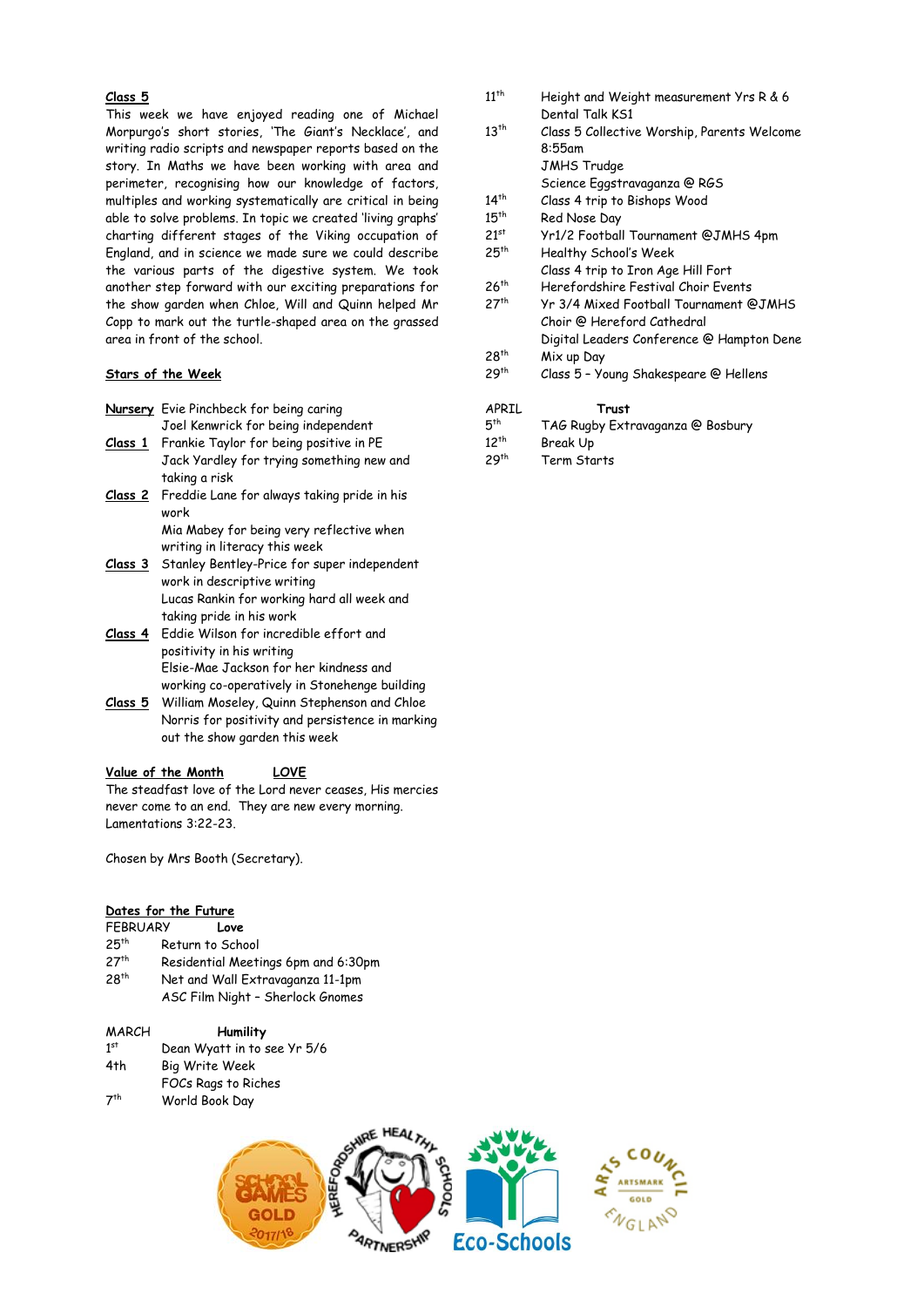## Class 5

This week we have enjoyed reading one of Michael Morpurgo's short stories, 'The Giant's Necklace', and writing radio scripts and newspaper reports based on the story. In Maths we have been working with area and perimeter, recognising how our knowledge of factors, multiples and working systematically are critical in being able to solve problems. In topic we created 'living graphs' charting different stages of the Viking occupation of England, and in science we made sure we could describe the various parts of the digestive system. We took another step forward with our exciting preparations for the show garden when Chloe, Will and Quinn helped Mr Copp to mark out the turtle-shaped area on the grassed area in front of the school.

## Stars of the Week

| | |
|---|---|
| **Nursery** | Evie Pinchbeck for being caring<br>Joel Kenwrick for being independent |
| **Class 1** | Frankie Taylor for being positive in PE<br>Jack Yardley for trying something new and taking a risk |
| **Class 2** | Freddie Lane for always taking pride in his work<br>Mia Mabey for being very reflective when writing in literacy this week |
| **Class 3** | Stanley Bentley-Price for super independent work in descriptive writing<br>Lucas Rankin for working hard all week and taking pride in his work |
| **Class 4** | Eddie Wilson for incredible effort and positivity in his writing<br>Elsie-Mae Jackson for her kindness and working co-operatively in Stonehenge building |
| **Class 5** | William Moseley, Quinn Stephenson and Chloe Norris for positivity and persistence in marking out the show garden this week |

## Value of the Month — LOVE

The steadfast love of the Lord never ceases, His mercies never come to an end. They are new every morning. Lamentations 3:22-23.

Chosen by Mrs Booth (Secretary).

## Dates for the Future

| FEBRUARY | **Love** |
|---|---|
| 25th | Return to School |
| 27th | Residential Meetings 6pm and 6:30pm |
| 28th | Net and Wall Extravaganza 11-1pm<br>ASC Film Night – Sherlock Gnomes |

| MARCH | **Humility** |
|---|---|
| 1st | Dean Wyatt in to see Yr 5/6 |
| 4th | Big Write Week<br>FOCs Rags to Riches |
| 7th | World Book Day |
| 11th | Height and Weight measurement Yrs R & 6<br>Dental Talk KS1 |
| 13th | Class 5 Collective Worship, Parents Welcome 8:55am<br>JMHS Trudge<br>Science Eggstravaganza @ RGS |
| 14th | Class 4 trip to Bishops Wood |
| 15th | Red Nose Day |
| 21st | Yr1/2 Football Tournament @JMHS 4pm |
| 25th | Healthy School's Week<br>Class 4 trip to Iron Age Hill Fort |
| 26th | Herefordshire Festival Choir Events |
| 27th | Yr 3/4 Mixed Football Tournament @JMHS<br>Choir @ Hereford Cathedral<br>Digital Leaders Conference @ Hampton Dene |
| 28th | Mix up Day |
| 29th | Class 5 – Young Shakespeare @ Hellens |

| APRIL | **Trust** |
|---|---|
| 5th | TAG Rugby Extravaganza @ Bosbury |
| 12th | Break Up |
| 29th | Term Starts |